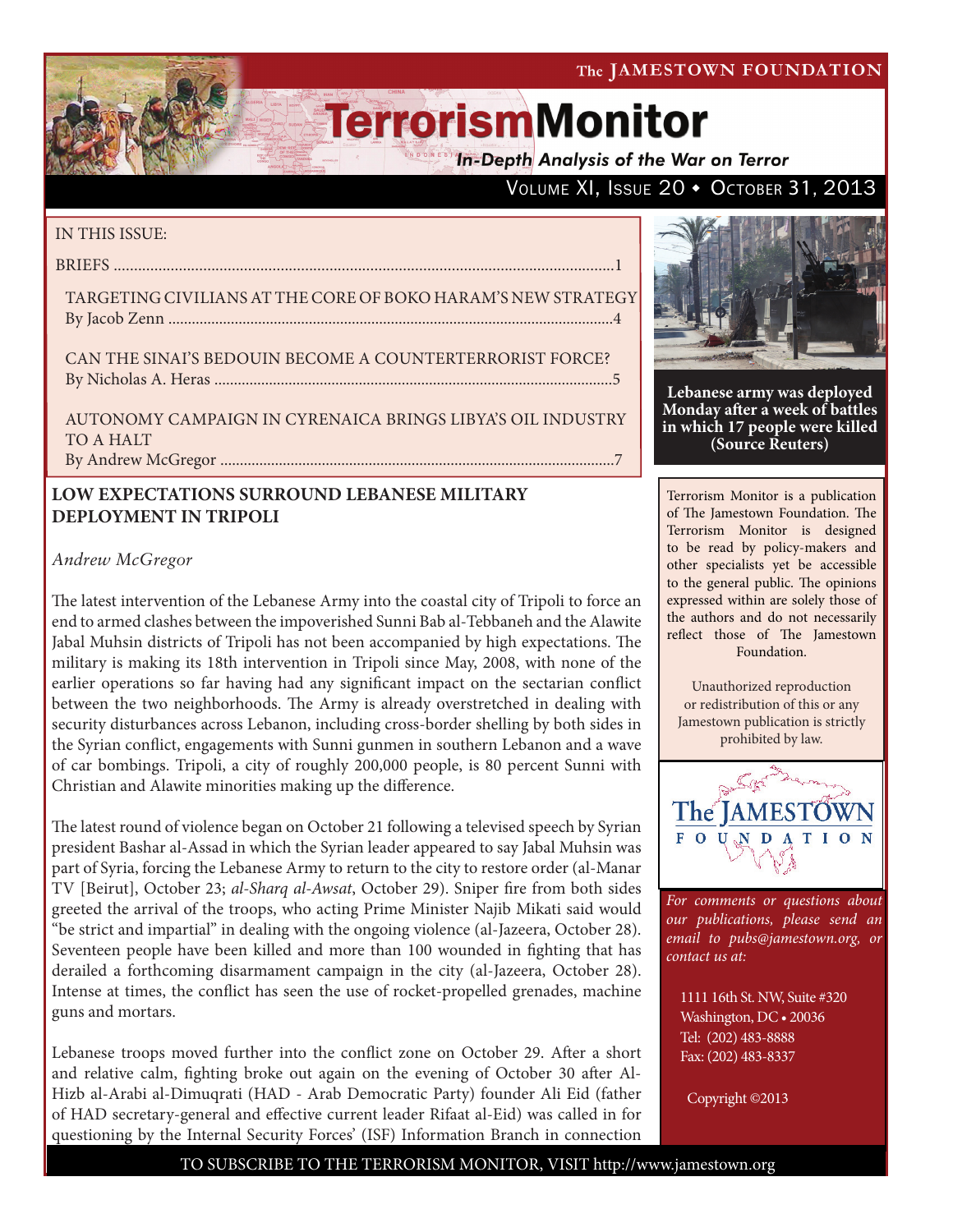The JAMESTOWN FOUNDATION

# TerrorismMonitor

*In-Depth Analysis of the War on Terror*

VOLUME XI, ISSUE 20 • OCTOBER 31, 2013

IN THIS ISSUE:

BRIEFS ..............................................................................................................1

TARGETING CIVILIANS AT THE CORE OF BOKO HARAM'S NEW STRATEGY
By Jacob Zenn ..................................................................................................4

CAN THE SINAI'S BEDOUIN BECOME A COUNTERTERRORIST FORCE?
By Nicholas A. Heras .......................................................................................5

AUTONOMY CAMPAIGN IN CYRENAICA BRINGS LIBYA'S OIL INDUSTRY TO A HALT
By Andrew McGregor .......................................................................................7

**Lebanese army was deployed Monday after a week of battles in which 17 people were killed (Source Reuters)**

Terrorism Monitor is a publication of The Jamestown Foundation. The Terrorism Monitor is designed to be read by policy-makers and other specialists yet be accessible to the general public. The opinions expressed within are solely those of the authors and do not necessarily reflect those of The Jamestown Foundation.

Unauthorized reproduction or redistribution of this or any Jamestown publication is strictly prohibited by law.

*For comments or questions about our publications, please send an email to pubs@jamestown.org, or contact us at:*

1111 16th St. NW, Suite #320
Washington, DC • 20036
Tel: (202) 483-8888
Fax: (202) 483-8337

Copyright ©2013

## LOW EXPECTATIONS SURROUND LEBANESE MILITARY DEPLOYMENT IN TRIPOLI

*Andrew McGregor*

The latest intervention of the Lebanese Army into the coastal city of Tripoli to force an end to armed clashes between the impoverished Sunni Bab al-Tebbaneh and the Alawite Jabal Muhsin districts of Tripoli has not been accompanied by high expectations. The military is making its 18th intervention in Tripoli since May, 2008, with none of the earlier operations so far having had any significant impact on the sectarian conflict between the two neighborhoods. The Army is already overstretched in dealing with security disturbances across Lebanon, including cross-border shelling by both sides in the Syrian conflict, engagements with Sunni gunmen in southern Lebanon and a wave of car bombings. Tripoli, a city of roughly 200,000 people, is 80 percent Sunni with Christian and Alawite minorities making up the difference.

The latest round of violence began on October 21 following a televised speech by Syrian president Bashar al-Assad in which the Syrian leader appeared to say Jabal Muhsin was part of Syria, forcing the Lebanese Army to return to the city to restore order (al-Manar TV [Beirut], October 23; *al-Sharq al-Awsat*, October 29). Sniper fire from both sides greeted the arrival of the troops, who acting Prime Minister Najib Mikati said would "be strict and impartial" in dealing with the ongoing violence (al-Jazeera, October 28). Seventeen people have been killed and more than 100 wounded in fighting that has derailed a forthcoming disarmament campaign in the city (al-Jazeera, October 28). Intense at times, the conflict has seen the use of rocket-propelled grenades, machine guns and mortars.

Lebanese troops moved further into the conflict zone on October 29. After a short and relative calm, fighting broke out again on the evening of October 30 after Al-Hizb al-Arabi al-Dimuqrati (HAD - Arab Democratic Party) founder Ali Eid (father of HAD secretary-general and effective current leader Rifaat al-Eid) was called in for questioning by the Internal Security Forces' (ISF) Information Branch in connection

TO SUBSCRIBE TO THE TERRORISM MONITOR, VISIT http://www.jamestown.org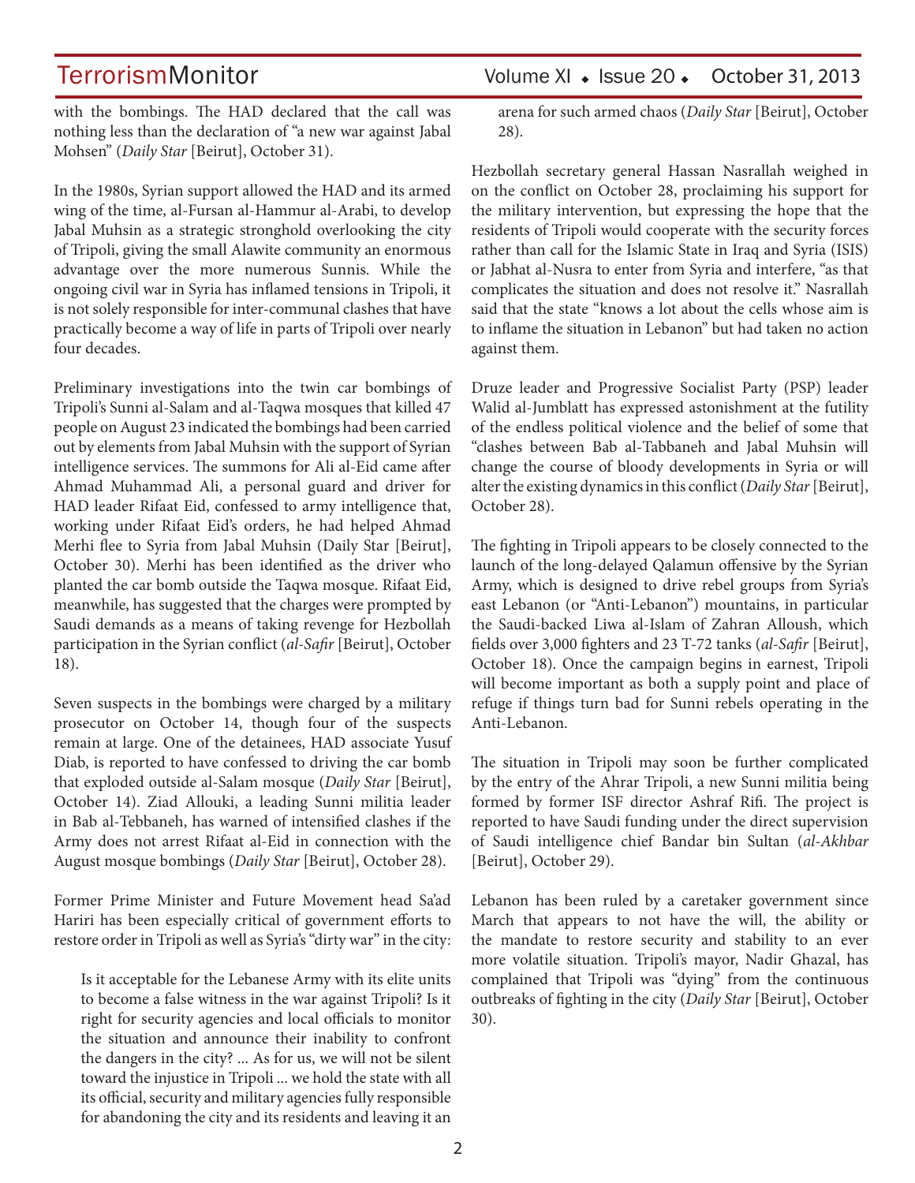with the bombings. The HAD declared that the call was nothing less than the declaration of "a new war against Jabal Mohsen" (*Daily Star* [Beirut], October 31).

In the 1980s, Syrian support allowed the HAD and its armed wing of the time, al-Fursan al-Hammur al-Arabi, to develop Jabal Muhsin as a strategic stronghold overlooking the city of Tripoli, giving the small Alawite community an enormous advantage over the more numerous Sunnis. While the ongoing civil war in Syria has inflamed tensions in Tripoli, it is not solely responsible for inter-communal clashes that have practically become a way of life in parts of Tripoli over nearly four decades.

Preliminary investigations into the twin car bombings of Tripoli's Sunni al-Salam and al-Taqwa mosques that killed 47 people on August 23 indicated the bombings had been carried out by elements from Jabal Muhsin with the support of Syrian intelligence services. The summons for Ali al-Eid came after Ahmad Muhammad Ali, a personal guard and driver for HAD leader Rifaat Eid, confessed to army intelligence that, working under Rifaat Eid's orders, he had helped Ahmad Merhi flee to Syria from Jabal Muhsin (Daily Star [Beirut], October 30). Merhi has been identified as the driver who planted the car bomb outside the Taqwa mosque. Rifaat Eid, meanwhile, has suggested that the charges were prompted by Saudi demands as a means of taking revenge for Hezbollah participation in the Syrian conflict (*al-Safir* [Beirut], October 18).

Seven suspects in the bombings were charged by a military prosecutor on October 14, though four of the suspects remain at large. One of the detainees, HAD associate Yusuf Diab, is reported to have confessed to driving the car bomb that exploded outside al-Salam mosque (*Daily Star* [Beirut], October 14). Ziad Allouki, a leading Sunni militia leader in Bab al-Tebbaneh, has warned of intensified clashes if the Army does not arrest Rifaat al-Eid in connection with the August mosque bombings (*Daily Star* [Beirut], October 28).

Former Prime Minister and Future Movement head Sa'ad Hariri has been especially critical of government efforts to restore order in Tripoli as well as Syria's "dirty war" in the city:

> Is it acceptable for the Lebanese Army with its elite units to become a false witness in the war against Tripoli? Is it right for security agencies and local officials to monitor the situation and announce their inability to confront the dangers in the city? ... As for us, we will not be silent toward the injustice in Tripoli ... we hold the state with all its official, security and military agencies fully responsible for abandoning the city and its residents and leaving it an arena for such armed chaos (*Daily Star* [Beirut], October 28).

Hezbollah secretary general Hassan Nasrallah weighed in on the conflict on October 28, proclaiming his support for the military intervention, but expressing the hope that the residents of Tripoli would cooperate with the security forces rather than call for the Islamic State in Iraq and Syria (ISIS) or Jabhat al-Nusra to enter from Syria and interfere, "as that complicates the situation and does not resolve it." Nasrallah said that the state "knows a lot about the cells whose aim is to inflame the situation in Lebanon" but had taken no action against them.

Druze leader and Progressive Socialist Party (PSP) leader Walid al-Jumblatt has expressed astonishment at the futility of the endless political violence and the belief of some that "clashes between Bab al-Tabbaneh and Jabal Muhsin will change the course of bloody developments in Syria or will alter the existing dynamics in this conflict (*Daily Star* [Beirut], October 28).

The fighting in Tripoli appears to be closely connected to the launch of the long-delayed Qalamun offensive by the Syrian Army, which is designed to drive rebel groups from Syria's east Lebanon (or "Anti-Lebanon") mountains, in particular the Saudi-backed Liwa al-Islam of Zahran Alloush, which fields over 3,000 fighters and 23 T-72 tanks (*al-Safir* [Beirut], October 18). Once the campaign begins in earnest, Tripoli will become important as both a supply point and place of refuge if things turn bad for Sunni rebels operating in the Anti-Lebanon.

The situation in Tripoli may soon be further complicated by the entry of the Ahrar Tripoli, a new Sunni militia being formed by former ISF director Ashraf Rifi. The project is reported to have Saudi funding under the direct supervision of Saudi intelligence chief Bandar bin Sultan (*al-Akhbar* [Beirut], October 29).

Lebanon has been ruled by a caretaker government since March that appears to not have the will, the ability or the mandate to restore security and stability to an ever more volatile situation. Tripoli's mayor, Nadir Ghazal, has complained that Tripoli was "dying" from the continuous outbreaks of fighting in the city (*Daily Star* [Beirut], October 30).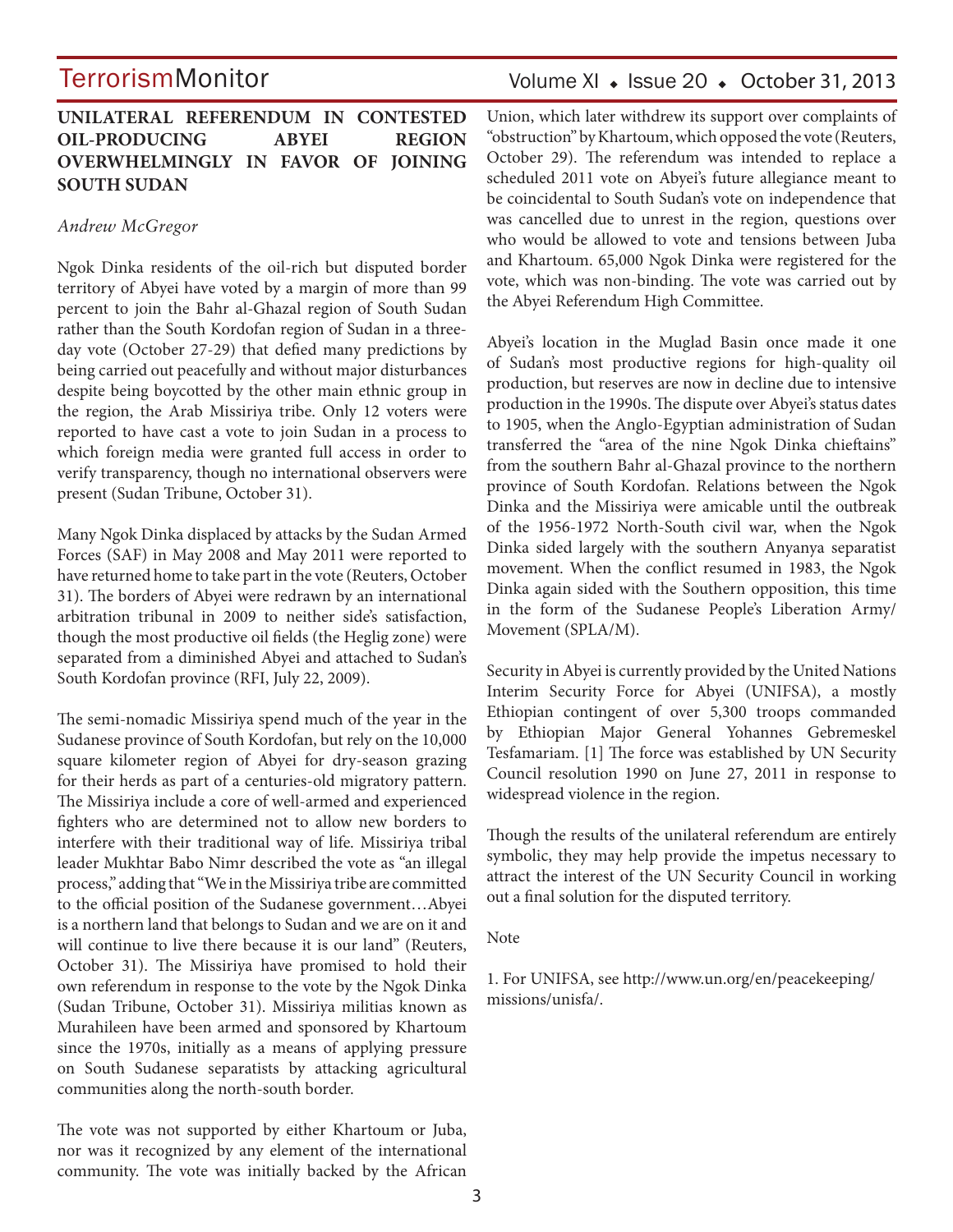## UNILATERAL REFERENDUM IN CONTESTED OIL-PRODUCING ABYEI REGION OVERWHELMINGLY IN FAVOR OF JOINING SOUTH SUDAN

*Andrew McGregor*

Ngok Dinka residents of the oil-rich but disputed border territory of Abyei have voted by a margin of more than 99 percent to join the Bahr al-Ghazal region of South Sudan rather than the South Kordofan region of Sudan in a three-day vote (October 27-29) that defied many predictions by being carried out peacefully and without major disturbances despite being boycotted by the other main ethnic group in the region, the Arab Missiriya tribe. Only 12 voters were reported to have cast a vote to join Sudan in a process to which foreign media were granted full access in order to verify transparency, though no international observers were present (Sudan Tribune, October 31).

Many Ngok Dinka displaced by attacks by the Sudan Armed Forces (SAF) in May 2008 and May 2011 were reported to have returned home to take part in the vote (Reuters, October 31). The borders of Abyei were redrawn by an international arbitration tribunal in 2009 to neither side's satisfaction, though the most productive oil fields (the Heglig zone) were separated from a diminished Abyei and attached to Sudan's South Kordofan province (RFI, July 22, 2009).

The semi-nomadic Missiriya spend much of the year in the Sudanese province of South Kordofan, but rely on the 10,000 square kilometer region of Abyei for dry-season grazing for their herds as part of a centuries-old migratory pattern. The Missiriya include a core of well-armed and experienced fighters who are determined not to allow new borders to interfere with their traditional way of life. Missiriya tribal leader Mukhtar Babo Nimr described the vote as "an illegal process," adding that "We in the Missiriya tribe are committed to the official position of the Sudanese government…Abyei is a northern land that belongs to Sudan and we are on it and will continue to live there because it is our land" (Reuters, October 31). The Missiriya have promised to hold their own referendum in response to the vote by the Ngok Dinka (Sudan Tribune, October 31). Missiriya militias known as Murahileen have been armed and sponsored by Khartoum since the 1970s, initially as a means of applying pressure on South Sudanese separatists by attacking agricultural communities along the north-south border.

The vote was not supported by either Khartoum or Juba, nor was it recognized by any element of the international community. The vote was initially backed by the African Union, which later withdrew its support over complaints of "obstruction" by Khartoum, which opposed the vote (Reuters, October 29). The referendum was intended to replace a scheduled 2011 vote on Abyei's future allegiance meant to be coincidental to South Sudan's vote on independence that was cancelled due to unrest in the region, questions over who would be allowed to vote and tensions between Juba and Khartoum. 65,000 Ngok Dinka were registered for the vote, which was non-binding. The vote was carried out by the Abyei Referendum High Committee.

Abyei's location in the Muglad Basin once made it one of Sudan's most productive regions for high-quality oil production, but reserves are now in decline due to intensive production in the 1990s. The dispute over Abyei's status dates to 1905, when the Anglo-Egyptian administration of Sudan transferred the "area of the nine Ngok Dinka chieftains" from the southern Bahr al-Ghazal province to the northern province of South Kordofan. Relations between the Ngok Dinka and the Missiriya were amicable until the outbreak of the 1956-1972 North-South civil war, when the Ngok Dinka sided largely with the southern Anyanya separatist movement. When the conflict resumed in 1983, the Ngok Dinka again sided with the Southern opposition, this time in the form of the Sudanese People's Liberation Army/Movement (SPLA/M).

Security in Abyei is currently provided by the United Nations Interim Security Force for Abyei (UNIFSA), a mostly Ethiopian contingent of over 5,300 troops commanded by Ethiopian Major General Yohannes Gebremeskel Tesfamariam. [1] The force was established by UN Security Council resolution 1990 on June 27, 2011 in response to widespread violence in the region.

Though the results of the unilateral referendum are entirely symbolic, they may help provide the impetus necessary to attract the interest of the UN Security Council in working out a final solution for the disputed territory.

Note

1. For UNIFSA, see http://www.un.org/en/peacekeeping/missions/unisfa/.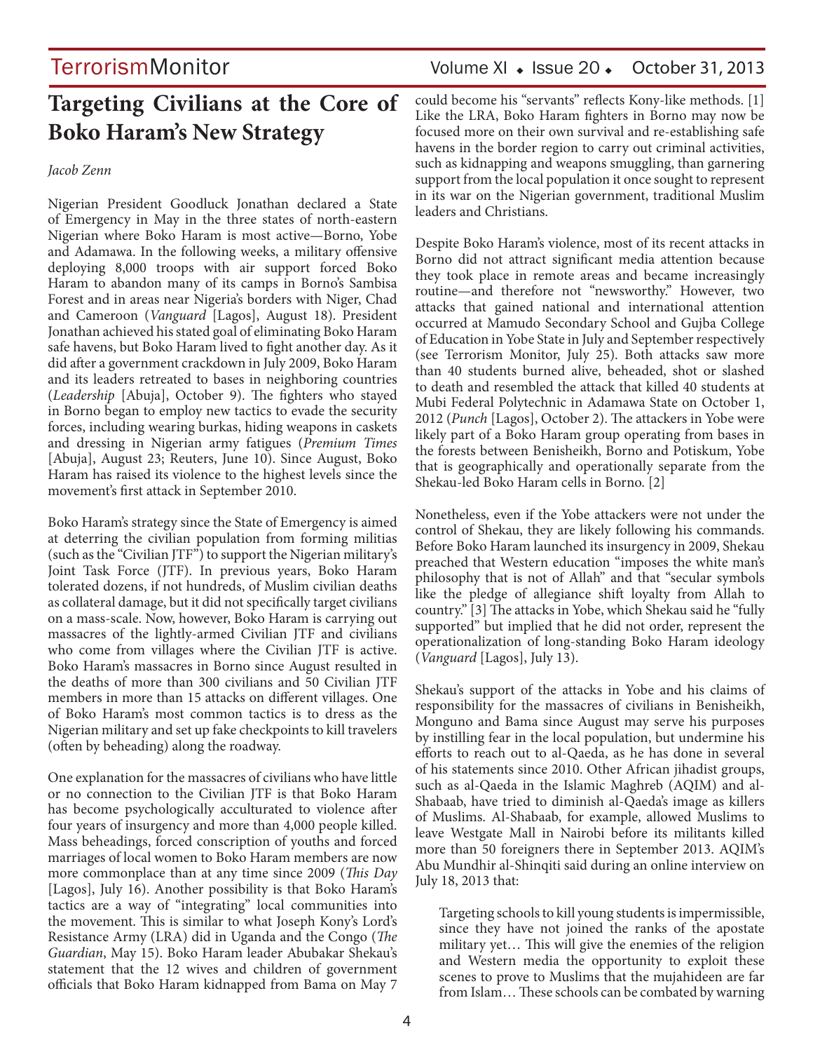# Targeting Civilians at the Core of Boko Haram's New Strategy

*Jacob Zenn*

Nigerian President Goodluck Jonathan declared a State of Emergency in May in the three states of north-eastern Nigerian where Boko Haram is most active—Borno, Yobe and Adamawa. In the following weeks, a military offensive deploying 8,000 troops with air support forced Boko Haram to abandon many of its camps in Borno's Sambisa Forest and in areas near Nigeria's borders with Niger, Chad and Cameroon (*Vanguard* [Lagos], August 18). President Jonathan achieved his stated goal of eliminating Boko Haram safe havens, but Boko Haram lived to fight another day. As it did after a government crackdown in July 2009, Boko Haram and its leaders retreated to bases in neighboring countries (*Leadership* [Abuja], October 9). The fighters who stayed in Borno began to employ new tactics to evade the security forces, including wearing burkas, hiding weapons in caskets and dressing in Nigerian army fatigues (*Premium Times* [Abuja], August 23; Reuters, June 10). Since August, Boko Haram has raised its violence to the highest levels since the movement's first attack in September 2010.

Boko Haram's strategy since the State of Emergency is aimed at deterring the civilian population from forming militias (such as the "Civilian JTF") to support the Nigerian military's Joint Task Force (JTF). In previous years, Boko Haram tolerated dozens, if not hundreds, of Muslim civilian deaths as collateral damage, but it did not specifically target civilians on a mass-scale. Now, however, Boko Haram is carrying out massacres of the lightly-armed Civilian JTF and civilians who come from villages where the Civilian JTF is active. Boko Haram's massacres in Borno since August resulted in the deaths of more than 300 civilians and 50 Civilian JTF members in more than 15 attacks on different villages. One of Boko Haram's most common tactics is to dress as the Nigerian military and set up fake checkpoints to kill travelers (often by beheading) along the roadway.

One explanation for the massacres of civilians who have little or no connection to the Civilian JTF is that Boko Haram has become psychologically acculturated to violence after four years of insurgency and more than 4,000 people killed. Mass beheadings, forced conscription of youths and forced marriages of local women to Boko Haram members are now more commonplace than at any time since 2009 (*This Day* [Lagos], July 16). Another possibility is that Boko Haram's tactics are a way of "integrating" local communities into the movement. This is similar to what Joseph Kony's Lord's Resistance Army (LRA) did in Uganda and the Congo (*The Guardian*, May 15). Boko Haram leader Abubakar Shekau's statement that the 12 wives and children of government officials that Boko Haram kidnapped from Bama on May 7 could become his "servants" reflects Kony-like methods. [1] Like the LRA, Boko Haram fighters in Borno may now be focused more on their own survival and re-establishing safe havens in the border region to carry out criminal activities, such as kidnapping and weapons smuggling, than garnering support from the local population it once sought to represent in its war on the Nigerian government, traditional Muslim leaders and Christians.

Despite Boko Haram's violence, most of its recent attacks in Borno did not attract significant media attention because they took place in remote areas and became increasingly routine—and therefore not "newsworthy." However, two attacks that gained national and international attention occurred at Mamudo Secondary School and Gujba College of Education in Yobe State in July and September respectively (see Terrorism Monitor, July 25). Both attacks saw more than 40 students burned alive, beheaded, shot or slashed to death and resembled the attack that killed 40 students at Mubi Federal Polytechnic in Adamawa State on October 1, 2012 (*Punch* [Lagos], October 2). The attackers in Yobe were likely part of a Boko Haram group operating from bases in the forests between Benisheikh, Borno and Potiskum, Yobe that is geographically and operationally separate from the Shekau-led Boko Haram cells in Borno. [2]

Nonetheless, even if the Yobe attackers were not under the control of Shekau, they are likely following his commands. Before Boko Haram launched its insurgency in 2009, Shekau preached that Western education "imposes the white man's philosophy that is not of Allah" and that "secular symbols like the pledge of allegiance shift loyalty from Allah to country." [3] The attacks in Yobe, which Shekau said he "fully supported" but implied that he did not order, represent the operationalization of long-standing Boko Haram ideology (*Vanguard* [Lagos], July 13).

Shekau's support of the attacks in Yobe and his claims of responsibility for the massacres of civilians in Benisheikh, Monguno and Bama since August may serve his purposes by instilling fear in the local population, but undermine his efforts to reach out to al-Qaeda, as he has done in several of his statements since 2010. Other African jihadist groups, such as al-Qaeda in the Islamic Maghreb (AQIM) and al-Shabaab, have tried to diminish al-Qaeda's image as killers of Muslims. Al-Shabaab, for example, allowed Muslims to leave Westgate Mall in Nairobi before its militants killed more than 50 foreigners there in September 2013. AQIM's Abu Mundhir al-Shinqiti said during an online interview on July 18, 2013 that:

> Targeting schools to kill young students is impermissible, since they have not joined the ranks of the apostate military yet… This will give the enemies of the religion and Western media the opportunity to exploit these scenes to prove to Muslims that the mujahideen are far from Islam… These schools can be combated by warning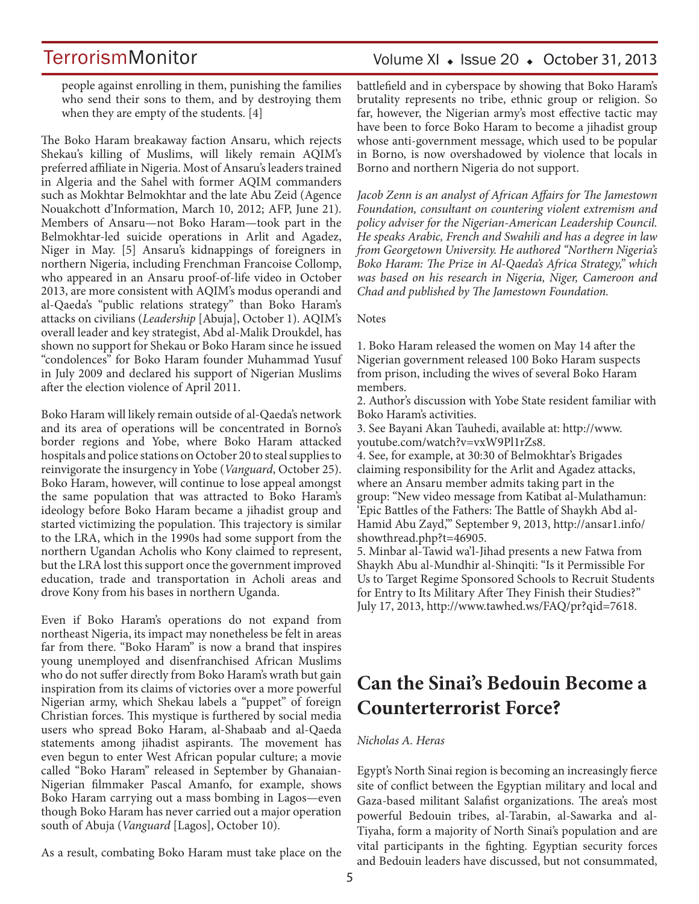people against enrolling in them, punishing the families who send their sons to them, and by destroying them when they are empty of the students. [4]

The Boko Haram breakaway faction Ansaru, which rejects Shekau's killing of Muslims, will likely remain AQIM's preferred affiliate in Nigeria. Most of Ansaru's leaders trained in Algeria and the Sahel with former AQIM commanders such as Mokhtar Belmokhtar and the late Abu Zeid (Agence Nouakchott d'Information, March 10, 2012; AFP, June 21). Members of Ansaru—not Boko Haram—took part in the Belmokhtar-led suicide operations in Arlit and Agadez, Niger in May. [5] Ansaru's kidnappings of foreigners in northern Nigeria, including Frenchman Francoise Collomp, who appeared in an Ansaru proof-of-life video in October 2013, are more consistent with AQIM's modus operandi and al-Qaeda's "public relations strategy" than Boko Haram's attacks on civilians (*Leadership* [Abuja], October 1). AQIM's overall leader and key strategist, Abd al-Malik Droukdel, has shown no support for Shekau or Boko Haram since he issued "condolences" for Boko Haram founder Muhammad Yusuf in July 2009 and declared his support of Nigerian Muslims after the election violence of April 2011.

Boko Haram will likely remain outside of al-Qaeda's network and its area of operations will be concentrated in Borno's border regions and Yobe, where Boko Haram attacked hospitals and police stations on October 20 to steal supplies to reinvigorate the insurgency in Yobe (*Vanguard*, October 25). Boko Haram, however, will continue to lose appeal amongst the same population that was attracted to Boko Haram's ideology before Boko Haram became a jihadist group and started victimizing the population. This trajectory is similar to the LRA, which in the 1990s had some support from the northern Ugandan Acholis who Kony claimed to represent, but the LRA lost this support once the government improved education, trade and transportation in Acholi areas and drove Kony from his bases in northern Uganda.

Even if Boko Haram's operations do not expand from northeast Nigeria, its impact may nonetheless be felt in areas far from there. "Boko Haram" is now a brand that inspires young unemployed and disenfranchised African Muslims who do not suffer directly from Boko Haram's wrath but gain inspiration from its claims of victories over a more powerful Nigerian army, which Shekau labels a "puppet" of foreign Christian forces. This mystique is furthered by social media users who spread Boko Haram, al-Shabaab and al-Qaeda statements among jihadist aspirants. The movement has even begun to enter West African popular culture; a movie called "Boko Haram" released in September by Ghanaian-Nigerian filmmaker Pascal Amanfo, for example, shows Boko Haram carrying out a mass bombing in Lagos—even though Boko Haram has never carried out a major operation south of Abuja (*Vanguard* [Lagos], October 10).

As a result, combating Boko Haram must take place on the battlefield and in cyberspace by showing that Boko Haram's brutality represents no tribe, ethnic group or religion. So far, however, the Nigerian army's most effective tactic may have been to force Boko Haram to become a jihadist group whose anti-government message, which used to be popular in Borno, is now overshadowed by violence that locals in Borno and northern Nigeria do not support.

*Jacob Zenn is an analyst of African Affairs for The Jamestown Foundation, consultant on countering violent extremism and policy adviser for the Nigerian-American Leadership Council. He speaks Arabic, French and Swahili and has a degree in law from Georgetown University. He authored "Northern Nigeria's Boko Haram: The Prize in Al-Qaeda's Africa Strategy," which was based on his research in Nigeria, Niger, Cameroon and Chad and published by The Jamestown Foundation.*

Notes

1. Boko Haram released the women on May 14 after the Nigerian government released 100 Boko Haram suspects from prison, including the wives of several Boko Haram members.
2. Author's discussion with Yobe State resident familiar with Boko Haram's activities.
3. See Bayani Akan Tauhedi, available at: http://www.youtube.com/watch?v=vxW9Pl1rZs8.
4. See, for example, at 30:30 of Belmokhtar's Brigades claiming responsibility for the Arlit and Agadez attacks, where an Ansaru member admits taking part in the group: "New video message from Katibat al-Mulathamun: 'Epic Battles of the Fathers: The Battle of Shaykh Abd al-Hamid Abu Zayd,'" September 9, 2013, http://ansar1.info/showthread.php?t=46905.
5. Minbar al-Tawid wa'l-Jihad presents a new Fatwa from Shaykh Abu al-Mundhir al-Shinqiti: "Is it Permissible For Us to Target Regime Sponsored Schools to Recruit Students for Entry to Its Military After They Finish their Studies?" July 17, 2013, http://www.tawhed.ws/FAQ/pr?qid=7618.

# Can the Sinai's Bedouin Become a Counterterrorist Force?

*Nicholas A. Heras*

Egypt's North Sinai region is becoming an increasingly fierce site of conflict between the Egyptian military and local and Gaza-based militant Salafist organizations. The area's most powerful Bedouin tribes, al-Tarabin, al-Sawarka and al-Tiyaha, form a majority of North Sinai's population and are vital participants in the fighting. Egyptian security forces and Bedouin leaders have discussed, but not consummated,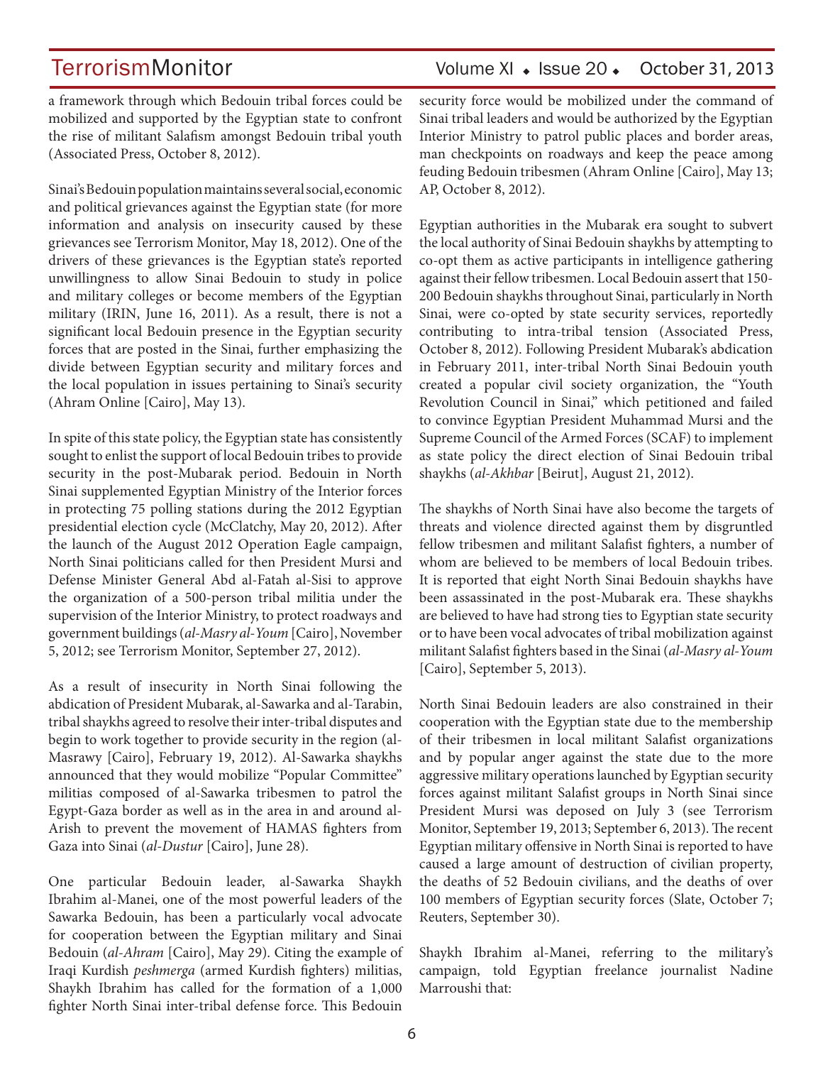a framework through which Bedouin tribal forces could be mobilized and supported by the Egyptian state to confront the rise of militant Salafism amongst Bedouin tribal youth (Associated Press, October 8, 2012).

Sinai's Bedouin population maintains several social, economic and political grievances against the Egyptian state (for more information and analysis on insecurity caused by these grievances see Terrorism Monitor, May 18, 2012). One of the drivers of these grievances is the Egyptian state's reported unwillingness to allow Sinai Bedouin to study in police and military colleges or become members of the Egyptian military (IRIN, June 16, 2011). As a result, there is not a significant local Bedouin presence in the Egyptian security forces that are posted in the Sinai, further emphasizing the divide between Egyptian security and military forces and the local population in issues pertaining to Sinai's security (Ahram Online [Cairo], May 13).

In spite of this state policy, the Egyptian state has consistently sought to enlist the support of local Bedouin tribes to provide security in the post-Mubarak period. Bedouin in North Sinai supplemented Egyptian Ministry of the Interior forces in protecting 75 polling stations during the 2012 Egyptian presidential election cycle (McClatchy, May 20, 2012). After the launch of the August 2012 Operation Eagle campaign, North Sinai politicians called for then President Mursi and Defense Minister General Abd al-Fatah al-Sisi to approve the organization of a 500-person tribal militia under the supervision of the Interior Ministry, to protect roadways and government buildings (*al-Masry al-Youm* [Cairo], November 5, 2012; see Terrorism Monitor, September 27, 2012).

As a result of insecurity in North Sinai following the abdication of President Mubarak, al-Sawarka and al-Tarabin, tribal shaykhs agreed to resolve their inter-tribal disputes and begin to work together to provide security in the region (al-Masrawy [Cairo], February 19, 2012). Al-Sawarka shaykhs announced that they would mobilize "Popular Committee" militias composed of al-Sawarka tribesmen to patrol the Egypt-Gaza border as well as in the area in and around al-Arish to prevent the movement of HAMAS fighters from Gaza into Sinai (*al-Dustur* [Cairo], June 28).

One particular Bedouin leader, al-Sawarka Shaykh Ibrahim al-Manei, one of the most powerful leaders of the Sawarka Bedouin, has been a particularly vocal advocate for cooperation between the Egyptian military and Sinai Bedouin (*al-Ahram* [Cairo], May 29). Citing the example of Iraqi Kurdish *peshmerga* (armed Kurdish fighters) militias, Shaykh Ibrahim has called for the formation of a 1,000 fighter North Sinai inter-tribal defense force. This Bedouin security force would be mobilized under the command of Sinai tribal leaders and would be authorized by the Egyptian Interior Ministry to patrol public places and border areas, man checkpoints on roadways and keep the peace among feuding Bedouin tribesmen (Ahram Online [Cairo], May 13; AP, October 8, 2012).

Egyptian authorities in the Mubarak era sought to subvert the local authority of Sinai Bedouin shaykhs by attempting to co-opt them as active participants in intelligence gathering against their fellow tribesmen. Local Bedouin assert that 150-200 Bedouin shaykhs throughout Sinai, particularly in North Sinai, were co-opted by state security services, reportedly contributing to intra-tribal tension (Associated Press, October 8, 2012). Following President Mubarak's abdication in February 2011, inter-tribal North Sinai Bedouin youth created a popular civil society organization, the "Youth Revolution Council in Sinai," which petitioned and failed to convince Egyptian President Muhammad Mursi and the Supreme Council of the Armed Forces (SCAF) to implement as state policy the direct election of Sinai Bedouin tribal shaykhs (*al-Akhbar* [Beirut], August 21, 2012).

The shaykhs of North Sinai have also become the targets of threats and violence directed against them by disgruntled fellow tribesmen and militant Salafist fighters, a number of whom are believed to be members of local Bedouin tribes. It is reported that eight North Sinai Bedouin shaykhs have been assassinated in the post-Mubarak era. These shaykhs are believed to have had strong ties to Egyptian state security or to have been vocal advocates of tribal mobilization against militant Salafist fighters based in the Sinai (*al-Masry al-Youm* [Cairo], September 5, 2013).

North Sinai Bedouin leaders are also constrained in their cooperation with the Egyptian state due to the membership of their tribesmen in local militant Salafist organizations and by popular anger against the state due to the more aggressive military operations launched by Egyptian security forces against militant Salafist groups in North Sinai since President Mursi was deposed on July 3 (see Terrorism Monitor, September 19, 2013; September 6, 2013). The recent Egyptian military offensive in North Sinai is reported to have caused a large amount of destruction of civilian property, the deaths of 52 Bedouin civilians, and the deaths of over 100 members of Egyptian security forces (Slate, October 7; Reuters, September 30).

Shaykh Ibrahim al-Manei, referring to the military's campaign, told Egyptian freelance journalist Nadine Marroushi that: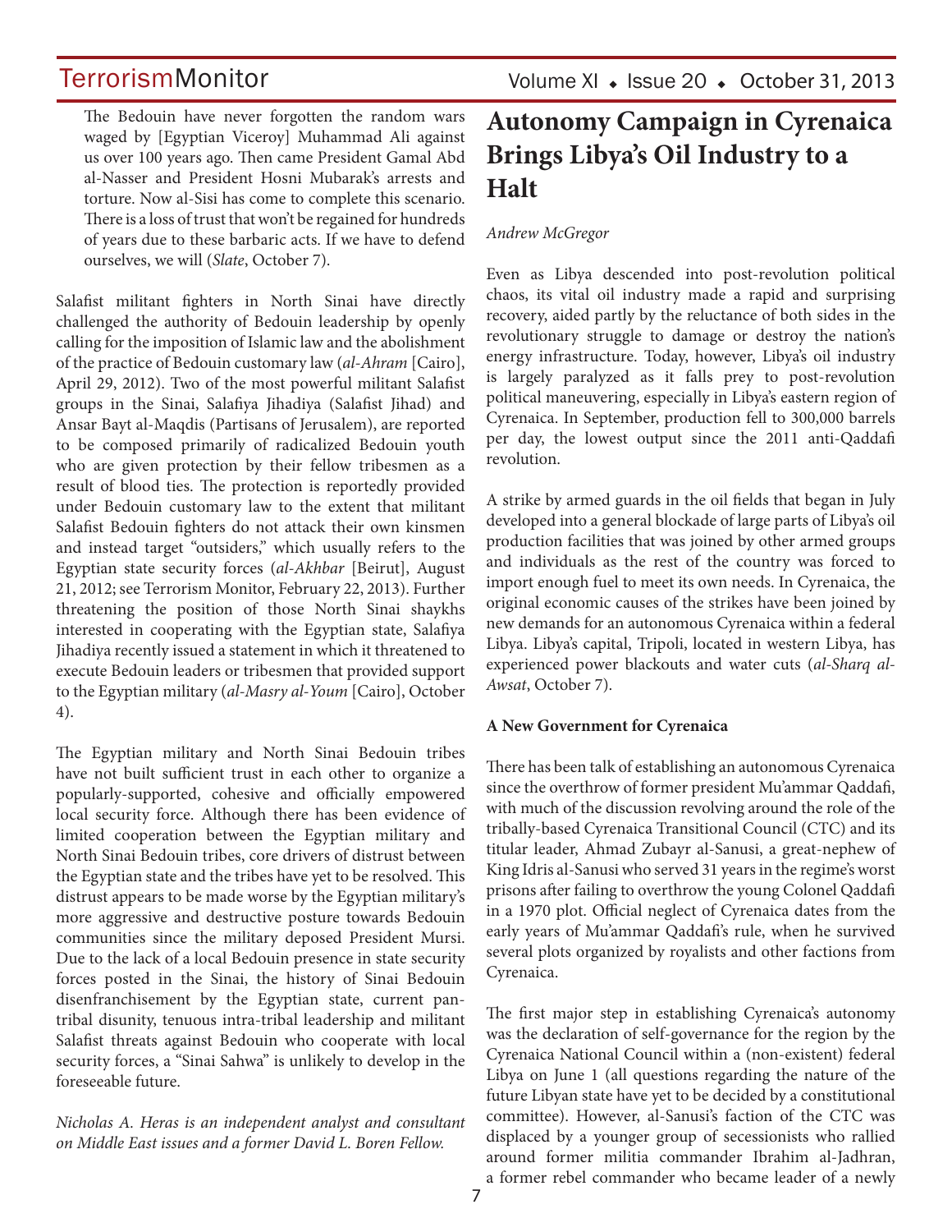The Bedouin have never forgotten the random wars waged by [Egyptian Viceroy] Muhammad Ali against us over 100 years ago. Then came President Gamal Abd al-Nasser and President Hosni Mubarak's arrests and torture. Now al-Sisi has come to complete this scenario. There is a loss of trust that won't be regained for hundreds of years due to these barbaric acts. If we have to defend ourselves, we will (*Slate*, October 7).

Salafist militant fighters in North Sinai have directly challenged the authority of Bedouin leadership by openly calling for the imposition of Islamic law and the abolishment of the practice of Bedouin customary law (*al-Ahram* [Cairo], April 29, 2012). Two of the most powerful militant Salafist groups in the Sinai, Salafiya Jihadiya (Salafist Jihad) and Ansar Bayt al-Maqdis (Partisans of Jerusalem), are reported to be composed primarily of radicalized Bedouin youth who are given protection by their fellow tribesmen as a result of blood ties. The protection is reportedly provided under Bedouin customary law to the extent that militant Salafist Bedouin fighters do not attack their own kinsmen and instead target "outsiders," which usually refers to the Egyptian state security forces (*al-Akhbar* [Beirut], August 21, 2012; see Terrorism Monitor, February 22, 2013). Further threatening the position of those North Sinai shaykhs interested in cooperating with the Egyptian state, Salafiya Jihadiya recently issued a statement in which it threatened to execute Bedouin leaders or tribesmen that provided support to the Egyptian military (*al-Masry al-Youm* [Cairo], October 4).

The Egyptian military and North Sinai Bedouin tribes have not built sufficient trust in each other to organize a popularly-supported, cohesive and officially empowered local security force. Although there has been evidence of limited cooperation between the Egyptian military and North Sinai Bedouin tribes, core drivers of distrust between the Egyptian state and the tribes have yet to be resolved. This distrust appears to be made worse by the Egyptian military's more aggressive and destructive posture towards Bedouin communities since the military deposed President Mursi. Due to the lack of a local Bedouin presence in state security forces posted in the Sinai, the history of Sinai Bedouin disenfranchisement by the Egyptian state, current pan-tribal disunity, tenuous intra-tribal leadership and militant Salafist threats against Bedouin who cooperate with local security forces, a "Sinai Sahwa" is unlikely to develop in the foreseeable future.

*Nicholas A. Heras is an independent analyst and consultant on Middle East issues and a former David L. Boren Fellow.*

# Autonomy Campaign in Cyrenaica Brings Libya's Oil Industry to a Halt

*Andrew McGregor*

Even as Libya descended into post-revolution political chaos, its vital oil industry made a rapid and surprising recovery, aided partly by the reluctance of both sides in the revolutionary struggle to damage or destroy the nation's energy infrastructure. Today, however, Libya's oil industry is largely paralyzed as it falls prey to post-revolution political maneuvering, especially in Libya's eastern region of Cyrenaica. In September, production fell to 300,000 barrels per day, the lowest output since the 2011 anti-Qaddafi revolution.

A strike by armed guards in the oil fields that began in July developed into a general blockade of large parts of Libya's oil production facilities that was joined by other armed groups and individuals as the rest of the country was forced to import enough fuel to meet its own needs. In Cyrenaica, the original economic causes of the strikes have been joined by new demands for an autonomous Cyrenaica within a federal Libya. Libya's capital, Tripoli, located in western Libya, has experienced power blackouts and water cuts (*al-Sharq al-Awsat*, October 7).

**A New Government for Cyrenaica**

There has been talk of establishing an autonomous Cyrenaica since the overthrow of former president Mu'ammar Qaddafi, with much of the discussion revolving around the role of the tribally-based Cyrenaica Transitional Council (CTC) and its titular leader, Ahmad Zubayr al-Sanusi, a great-nephew of King Idris al-Sanusi who served 31 years in the regime's worst prisons after failing to overthrow the young Colonel Qaddafi in a 1970 plot. Official neglect of Cyrenaica dates from the early years of Mu'ammar Qaddafi's rule, when he survived several plots organized by royalists and other factions from Cyrenaica.

The first major step in establishing Cyrenaica's autonomy was the declaration of self-governance for the region by the Cyrenaica National Council within a (non-existent) federal Libya on June 1 (all questions regarding the nature of the future Libyan state have yet to be decided by a constitutional committee). However, al-Sanusi's faction of the CTC was displaced by a younger group of secessionists who rallied around former militia commander Ibrahim al-Jadhran, a former rebel commander who became leader of a newly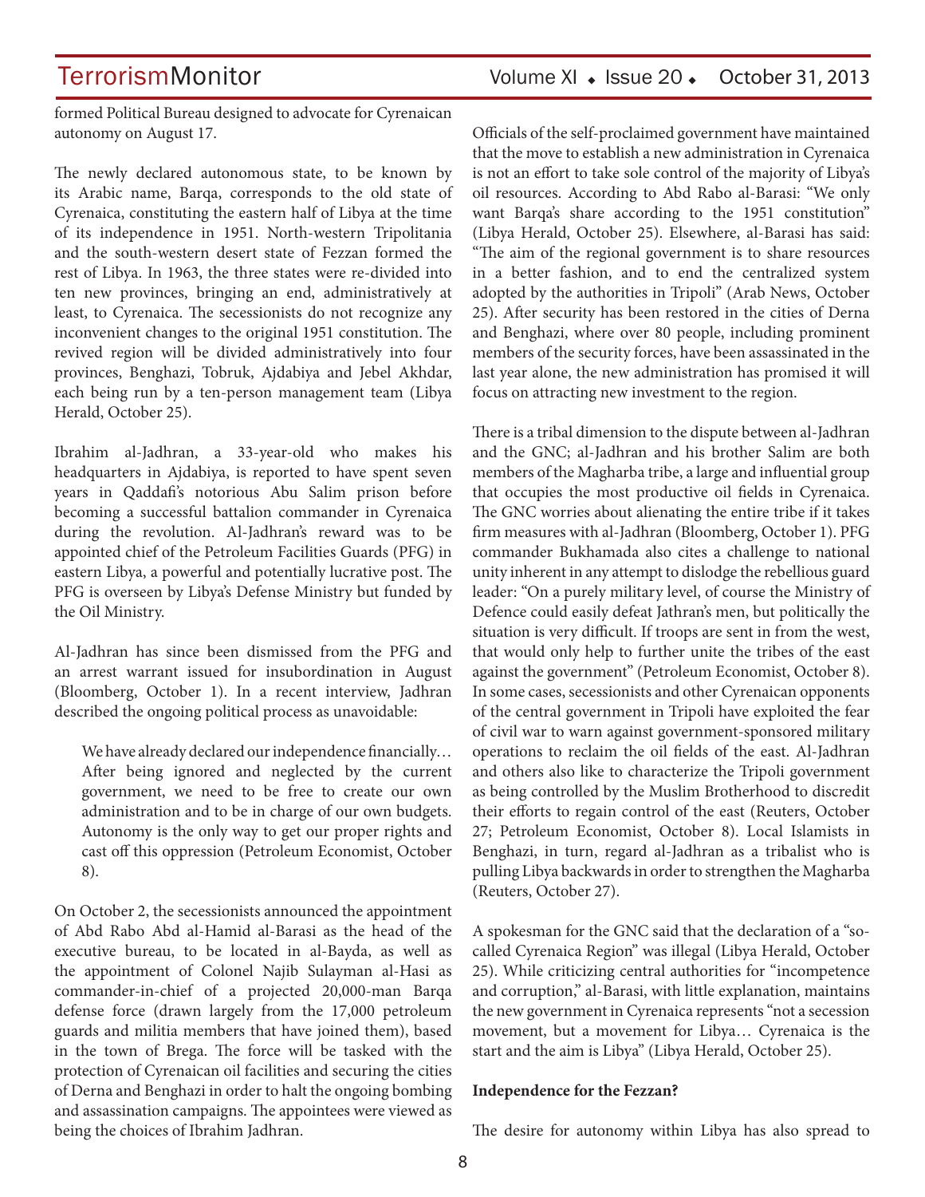formed Political Bureau designed to advocate for Cyrenaican autonomy on August 17.

The newly declared autonomous state, to be known by its Arabic name, Barqa, corresponds to the old state of Cyrenaica, constituting the eastern half of Libya at the time of its independence in 1951. North-western Tripolitania and the south-western desert state of Fezzan formed the rest of Libya. In 1963, the three states were re-divided into ten new provinces, bringing an end, administratively at least, to Cyrenaica. The secessionists do not recognize any inconvenient changes to the original 1951 constitution. The revived region will be divided administratively into four provinces, Benghazi, Tobruk, Ajdabiya and Jebel Akhdar, each being run by a ten-person management team (Libya Herald, October 25).

Ibrahim al-Jadhran, a 33-year-old who makes his headquarters in Ajdabiya, is reported to have spent seven years in Qaddafi's notorious Abu Salim prison before becoming a successful battalion commander in Cyrenaica during the revolution. Al-Jadhran's reward was to be appointed chief of the Petroleum Facilities Guards (PFG) in eastern Libya, a powerful and potentially lucrative post. The PFG is overseen by Libya's Defense Ministry but funded by the Oil Ministry.

Al-Jadhran has since been dismissed from the PFG and an arrest warrant issued for insubordination in August (Bloomberg, October 1). In a recent interview, Jadhran described the ongoing political process as unavoidable:

> We have already declared our independence financially… After being ignored and neglected by the current government, we need to be free to create our own administration and to be in charge of our own budgets. Autonomy is the only way to get our proper rights and cast off this oppression (Petroleum Economist, October 8).

On October 2, the secessionists announced the appointment of Abd Rabo Abd al-Hamid al-Barasi as the head of the executive bureau, to be located in al-Bayda, as well as the appointment of Colonel Najib Sulayman al-Hasi as commander-in-chief of a projected 20,000-man Barqa defense force (drawn largely from the 17,000 petroleum guards and militia members that have joined them), based in the town of Brega. The force will be tasked with the protection of Cyrenaican oil facilities and securing the cities of Derna and Benghazi in order to halt the ongoing bombing and assassination campaigns. The appointees were viewed as being the choices of Ibrahim Jadhran.

Officials of the self-proclaimed government have maintained that the move to establish a new administration in Cyrenaica is not an effort to take sole control of the majority of Libya's oil resources. According to Abd Rabo al-Barasi: "We only want Barqa's share according to the 1951 constitution" (Libya Herald, October 25). Elsewhere, al-Barasi has said: "The aim of the regional government is to share resources in a better fashion, and to end the centralized system adopted by the authorities in Tripoli" (Arab News, October 25). After security has been restored in the cities of Derna and Benghazi, where over 80 people, including prominent members of the security forces, have been assassinated in the last year alone, the new administration has promised it will focus on attracting new investment to the region.

There is a tribal dimension to the dispute between al-Jadhran and the GNC; al-Jadhran and his brother Salim are both members of the Magharba tribe, a large and influential group that occupies the most productive oil fields in Cyrenaica. The GNC worries about alienating the entire tribe if it takes firm measures with al-Jadhran (Bloomberg, October 1). PFG commander Bukhamada also cites a challenge to national unity inherent in any attempt to dislodge the rebellious guard leader: "On a purely military level, of course the Ministry of Defence could easily defeat Jathran's men, but politically the situation is very difficult. If troops are sent in from the west, that would only help to further unite the tribes of the east against the government" (Petroleum Economist, October 8). In some cases, secessionists and other Cyrenaican opponents of the central government in Tripoli have exploited the fear of civil war to warn against government-sponsored military operations to reclaim the oil fields of the east. Al-Jadhran and others also like to characterize the Tripoli government as being controlled by the Muslim Brotherhood to discredit their efforts to regain control of the east (Reuters, October 27; Petroleum Economist, October 8). Local Islamists in Benghazi, in turn, regard al-Jadhran as a tribalist who is pulling Libya backwards in order to strengthen the Magharba (Reuters, October 27).

A spokesman for the GNC said that the declaration of a "so-called Cyrenaica Region" was illegal (Libya Herald, October 25). While criticizing central authorities for "incompetence and corruption," al-Barasi, with little explanation, maintains the new government in Cyrenaica represents "not a secession movement, but a movement for Libya… Cyrenaica is the start and the aim is Libya" (Libya Herald, October 25).

**Independence for the Fezzan?**

The desire for autonomy within Libya has also spread to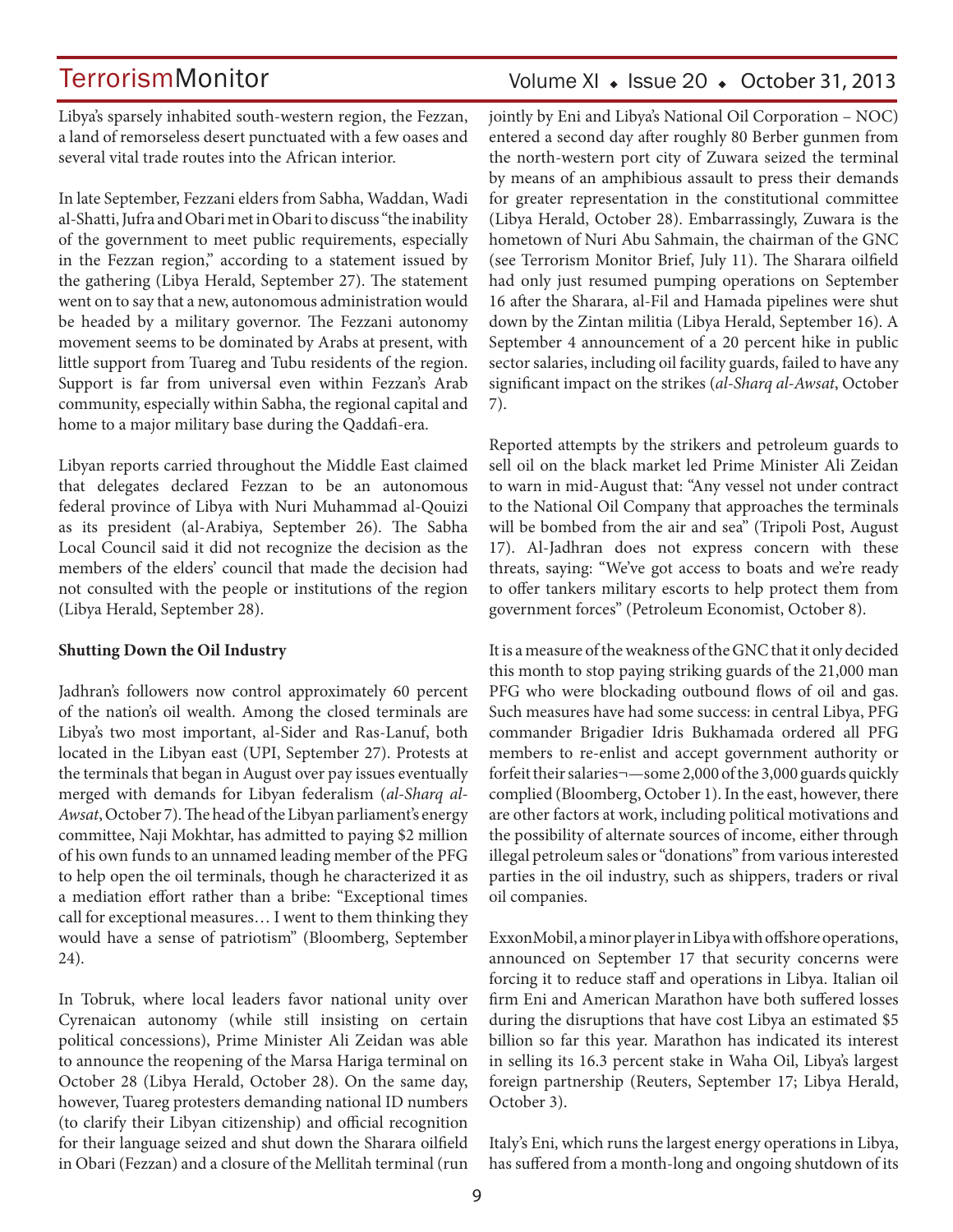Libya's sparsely inhabited south-western region, the Fezzan, a land of remorseless desert punctuated with a few oases and several vital trade routes into the African interior.

In late September, Fezzani elders from Sabha, Waddan, Wadi al-Shatti, Jufra and Obari met in Obari to discuss "the inability of the government to meet public requirements, especially in the Fezzan region," according to a statement issued by the gathering (Libya Herald, September 27). The statement went on to say that a new, autonomous administration would be headed by a military governor. The Fezzani autonomy movement seems to be dominated by Arabs at present, with little support from Tuareg and Tubu residents of the region. Support is far from universal even within Fezzan's Arab community, especially within Sabha, the regional capital and home to a major military base during the Qaddafi-era.

Libyan reports carried throughout the Middle East claimed that delegates declared Fezzan to be an autonomous federal province of Libya with Nuri Muhammad al-Qouizi as its president (al-Arabiya, September 26). The Sabha Local Council said it did not recognize the decision as the members of the elders' council that made the decision had not consulted with the people or institutions of the region (Libya Herald, September 28).

**Shutting Down the Oil Industry**

Jadhran's followers now control approximately 60 percent of the nation's oil wealth. Among the closed terminals are Libya's two most important, al-Sider and Ras-Lanuf, both located in the Libyan east (UPI, September 27). Protests at the terminals that began in August over pay issues eventually merged with demands for Libyan federalism (*al-Sharq al-Awsat*, October 7). The head of the Libyan parliament's energy committee, Naji Mokhtar, has admitted to paying $2 million of his own funds to an unnamed leading member of the PFG to help open the oil terminals, though he characterized it as a mediation effort rather than a bribe: "Exceptional times call for exceptional measures… I went to them thinking they would have a sense of patriotism" (Bloomberg, September 24).

In Tobruk, where local leaders favor national unity over Cyrenaican autonomy (while still insisting on certain political concessions), Prime Minister Ali Zeidan was able to announce the reopening of the Marsa Hariga terminal on October 28 (Libya Herald, October 28). On the same day, however, Tuareg protesters demanding national ID numbers (to clarify their Libyan citizenship) and official recognition for their language seized and shut down the Sharara oilfield in Obari (Fezzan) and a closure of the Mellitah terminal (run jointly by Eni and Libya's National Oil Corporation – NOC) entered a second day after roughly 80 Berber gunmen from the north-western port city of Zuwara seized the terminal by means of an amphibious assault to press their demands for greater representation in the constitutional committee (Libya Herald, October 28). Embarrassingly, Zuwara is the hometown of Nuri Abu Sahmain, the chairman of the GNC (see Terrorism Monitor Brief, July 11). The Sharara oilfield had only just resumed pumping operations on September 16 after the Sharara, al-Fil and Hamada pipelines were shut down by the Zintan militia (Libya Herald, September 16). A September 4 announcement of a 20 percent hike in public sector salaries, including oil facility guards, failed to have any significant impact on the strikes (*al-Sharq al-Awsat*, October 7).

Reported attempts by the strikers and petroleum guards to sell oil on the black market led Prime Minister Ali Zeidan to warn in mid-August that: "Any vessel not under contract to the National Oil Company that approaches the terminals will be bombed from the air and sea" (Tripoli Post, August 17). Al-Jadhran does not express concern with these threats, saying: "We've got access to boats and we're ready to offer tankers military escorts to help protect them from government forces" (Petroleum Economist, October 8).

It is a measure of the weakness of the GNC that it only decided this month to stop paying striking guards of the 21,000 man PFG who were blockading outbound flows of oil and gas. Such measures have had some success: in central Libya, PFG commander Brigadier Idris Bukhamada ordered all PFG members to re-enlist and accept government authority or forfeit their salaries¬—some 2,000 of the 3,000 guards quickly complied (Bloomberg, October 1). In the east, however, there are other factors at work, including political motivations and the possibility of alternate sources of income, either through illegal petroleum sales or "donations" from various interested parties in the oil industry, such as shippers, traders or rival oil companies.

ExxonMobil, a minor player in Libya with offshore operations, announced on September 17 that security concerns were forcing it to reduce staff and operations in Libya. Italian oil firm Eni and American Marathon have both suffered losses during the disruptions that have cost Libya an estimated $5 billion so far this year. Marathon has indicated its interest in selling its 16.3 percent stake in Waha Oil, Libya's largest foreign partnership (Reuters, September 17; Libya Herald, October 3).

Italy's Eni, which runs the largest energy operations in Libya, has suffered from a month-long and ongoing shutdown of its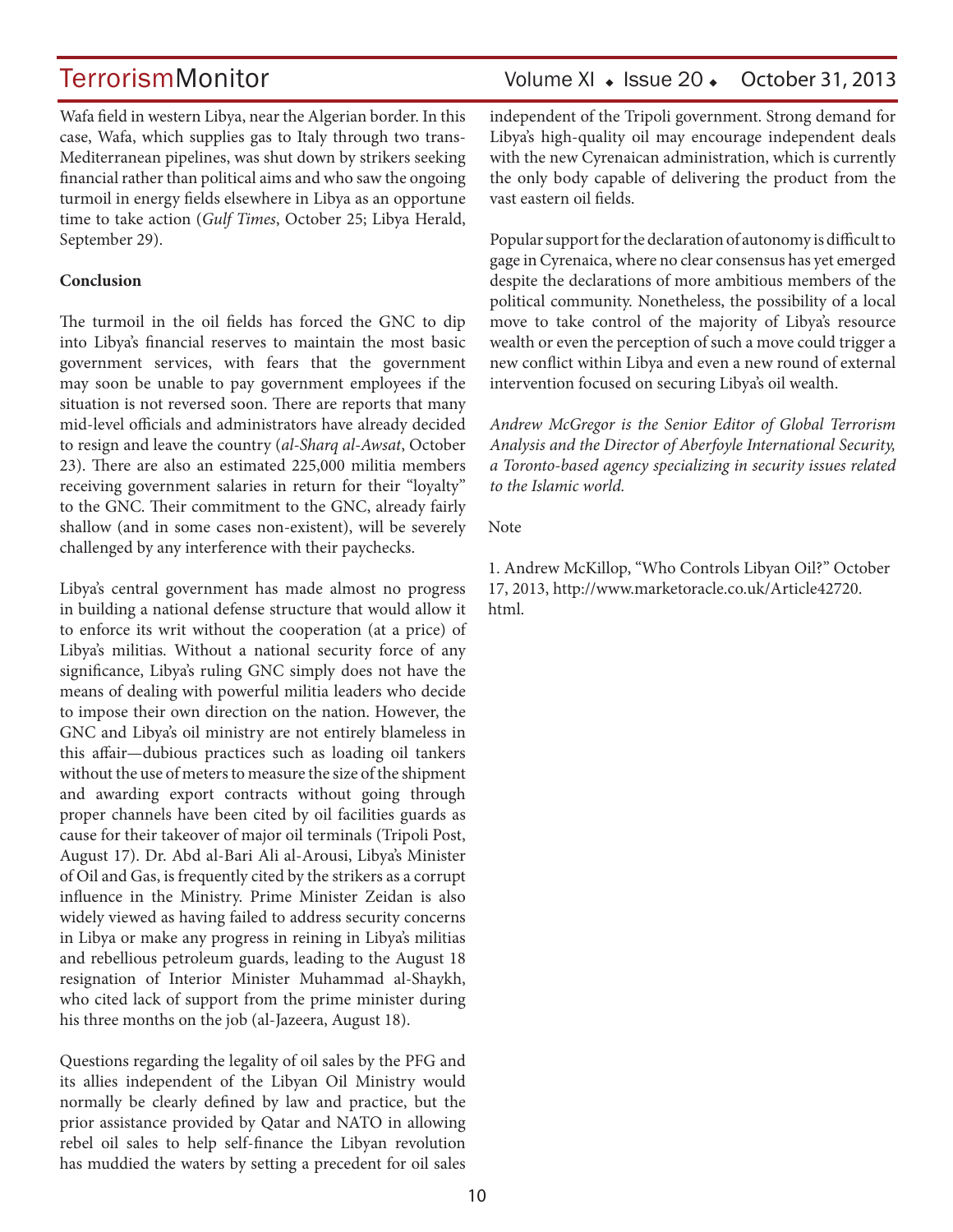Wafa field in western Libya, near the Algerian border. In this case, Wafa, which supplies gas to Italy through two trans-Mediterranean pipelines, was shut down by strikers seeking financial rather than political aims and who saw the ongoing turmoil in energy fields elsewhere in Libya as an opportune time to take action (*Gulf Times*, October 25; Libya Herald, September 29).

**Conclusion**

The turmoil in the oil fields has forced the GNC to dip into Libya's financial reserves to maintain the most basic government services, with fears that the government may soon be unable to pay government employees if the situation is not reversed soon. There are reports that many mid-level officials and administrators have already decided to resign and leave the country (*al-Sharq al-Awsat*, October 23). There are also an estimated 225,000 militia members receiving government salaries in return for their "loyalty" to the GNC. Their commitment to the GNC, already fairly shallow (and in some cases non-existent), will be severely challenged by any interference with their paychecks.

Libya's central government has made almost no progress in building a national defense structure that would allow it to enforce its writ without the cooperation (at a price) of Libya's militias. Without a national security force of any significance, Libya's ruling GNC simply does not have the means of dealing with powerful militia leaders who decide to impose their own direction on the nation. However, the GNC and Libya's oil ministry are not entirely blameless in this affair—dubious practices such as loading oil tankers without the use of meters to measure the size of the shipment and awarding export contracts without going through proper channels have been cited by oil facilities guards as cause for their takeover of major oil terminals (Tripoli Post, August 17). Dr. Abd al-Bari Ali al-Arousi, Libya's Minister of Oil and Gas, is frequently cited by the strikers as a corrupt influence in the Ministry. Prime Minister Zeidan is also widely viewed as having failed to address security concerns in Libya or make any progress in reining in Libya's militias and rebellious petroleum guards, leading to the August 18 resignation of Interior Minister Muhammad al-Shaykh, who cited lack of support from the prime minister during his three months on the job (al-Jazeera, August 18).

Questions regarding the legality of oil sales by the PFG and its allies independent of the Libyan Oil Ministry would normally be clearly defined by law and practice, but the prior assistance provided by Qatar and NATO in allowing rebel oil sales to help self-finance the Libyan revolution has muddied the waters by setting a precedent for oil sales independent of the Tripoli government. Strong demand for Libya's high-quality oil may encourage independent deals with the new Cyrenaican administration, which is currently the only body capable of delivering the product from the vast eastern oil fields.

Popular support for the declaration of autonomy is difficult to gage in Cyrenaica, where no clear consensus has yet emerged despite the declarations of more ambitious members of the political community. Nonetheless, the possibility of a local move to take control of the majority of Libya's resource wealth or even the perception of such a move could trigger a new conflict within Libya and even a new round of external intervention focused on securing Libya's oil wealth.

*Andrew McGregor is the Senior Editor of Global Terrorism Analysis and the Director of Aberfoyle International Security, a Toronto-based agency specializing in security issues related to the Islamic world.*

Note

1. Andrew McKillop, "Who Controls Libyan Oil?" October 17, 2013, http://www.marketoracle.co.uk/Article42720.html.